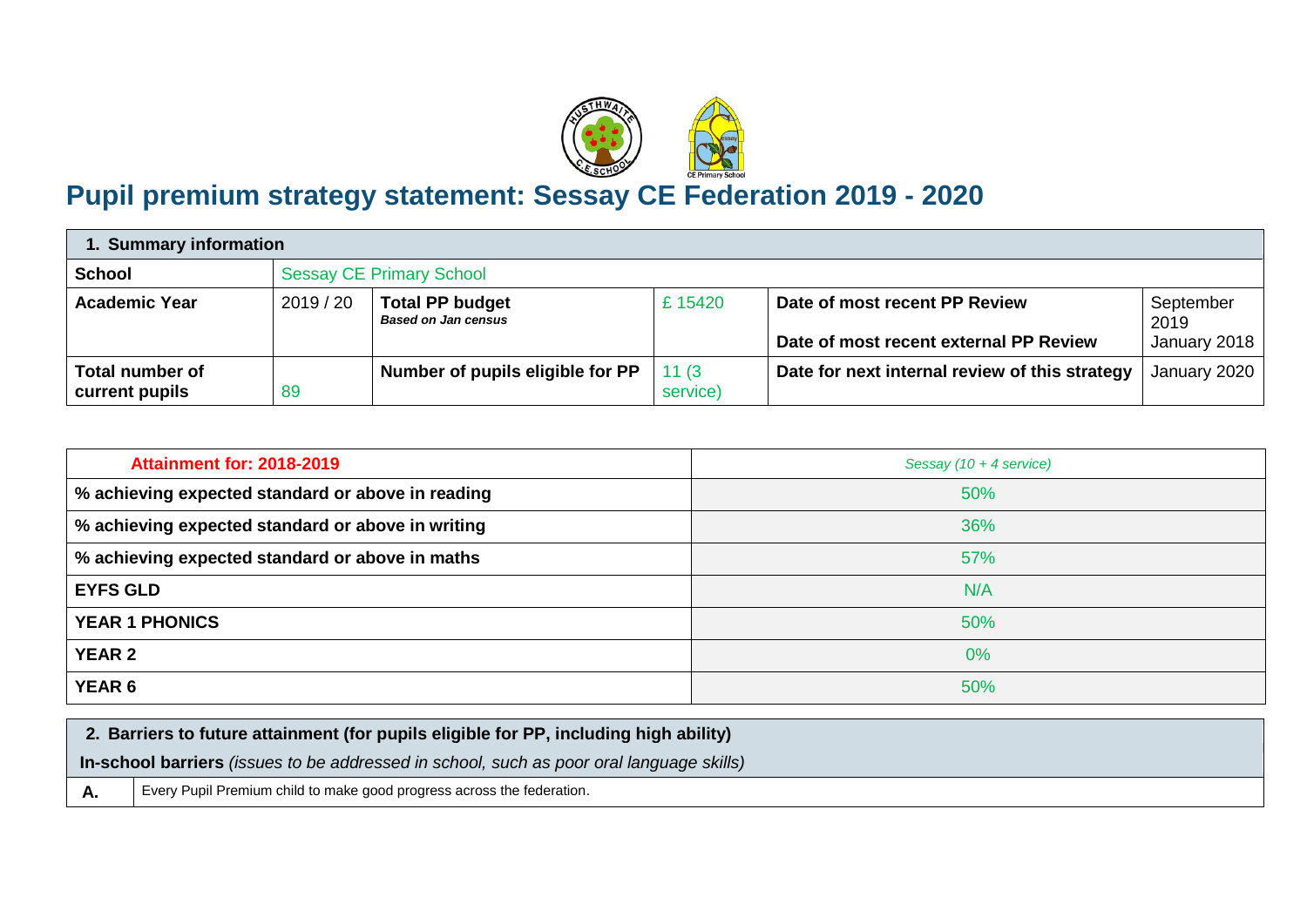# Pupil premium strategy statement: Sessay CE Federation 2019 - 2020

| 1. Summary information | | | | | |
|---|---|---|---|---|---|
| **School** | Sessay CE Primary School | | | | |
| **Academic Year** | 2019 / 20 | **Total PP budget** ***Based on Jan census*** | £ 15420 | **Date of most recent PP Review** **Date of most recent external PP Review** | September 2019 January 2018 |
| **Total number of current pupils** | 89 | **Number of pupils eligible for PP** | 11 (3 service) | **Date for next internal review of this strategy** | January 2020 |

| **Attainment for: 2018-2019** | *Sessay (10 + 4 service)* |
|---|---|
| **% achieving expected standard or above in reading** | 50% |
| **% achieving expected standard or above in writing** | 36% |
| **% achieving expected standard or above in maths** | 57% |
| **EYFS GLD** | N/A |
| **YEAR 1 PHONICS** | 50% |
| **YEAR 2** | 0% |
| **YEAR 6** | 50% |

| 2. Barriers to future attainment (for pupils eligible for PP, including high ability) | |
|---|---|
| **In-school barriers** *(issues to be addressed in school, such as poor oral language skills)* | |
| **A.** | Every Pupil Premium child to make good progress across the federation. |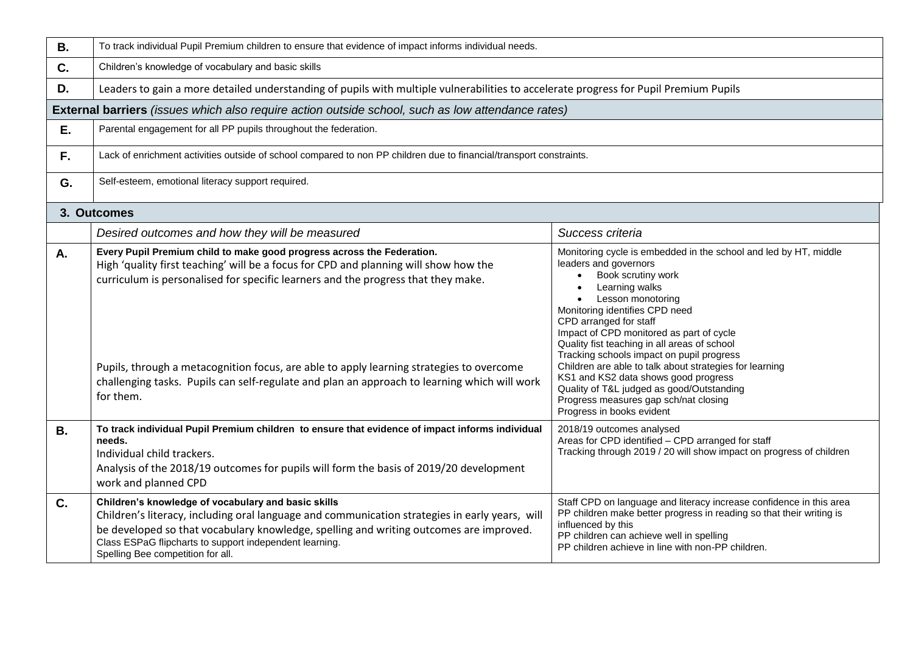| | |
|---|---|
| **B.** | To track individual Pupil Premium children to ensure that evidence of impact informs individual needs. |
| **C.** | Children's knowledge of vocabulary and basic skills |
| **D.** | Leaders to gain a more detailed understanding of pupils with multiple vulnerabilities to accelerate progress for Pupil Premium Pupils |
| **External barriers** *(issues which also require action outside school, such as low attendance rates)* | |
| **E.** | Parental engagement for all PP pupils throughout the federation. |
| **F.** | Lack of enrichment activities outside of school compared to non PP children due to financial/transport constraints. |
| **G.** | Self-esteem, emotional literacy support required. |

## 3. Outcomes

| | *Desired outcomes and how they will be measured* | *Success criteria* |
|---|---|---|
| **A.** | **Every Pupil Premium child to make good progress across the Federation.**<br>High 'quality first teaching' will be a focus for CPD and planning will show how the curriculum is personalised for specific learners and the progress that they make.<br><br>Pupils, through a metacognition focus, are able to apply learning strategies to overcome challenging tasks. Pupils can self-regulate and plan an approach to learning which will work for them. | Monitoring cycle is embedded in the school and led by HT, middle leaders and governors<br>• Book scrutiny work<br>• Learning walks<br>• Lesson monotoring<br>Monitoring identifies CPD need<br>CPD arranged for staff<br>Impact of CPD monitored as part of cycle<br>Quality fist teaching in all areas of school<br>Tracking schools impact on pupil progress<br>Children are able to talk about strategies for learning<br>KS1 and KS2 data shows good progress<br>Quality of T&L judged as good/Outstanding<br>Progress measures gap sch/nat closing<br>Progress in books evident |
| **B.** | **To track individual Pupil Premium children to ensure that evidence of impact informs individual needs.**<br>Individual child trackers.<br>Analysis of the 2018/19 outcomes for pupils will form the basis of 2019/20 development work and planned CPD | 2018/19 outcomes analysed<br>Areas for CPD identified – CPD arranged for staff<br>Tracking through 2019 / 20 will show impact on progress of children |
| **C.** | **Children's knowledge of vocabulary and basic skills**<br>Children's literacy, including oral language and communication strategies in early years, will be developed so that vocabulary knowledge, spelling and writing outcomes are improved.<br>Class ESPaG flipcharts to support independent learning.<br>Spelling Bee competition for all. | Staff CPD on language and literacy increase confidence in this area<br>PP children make better progress in reading so that their writing is influenced by this<br>PP children can achieve well in spelling<br>PP children achieve in line with non-PP children. |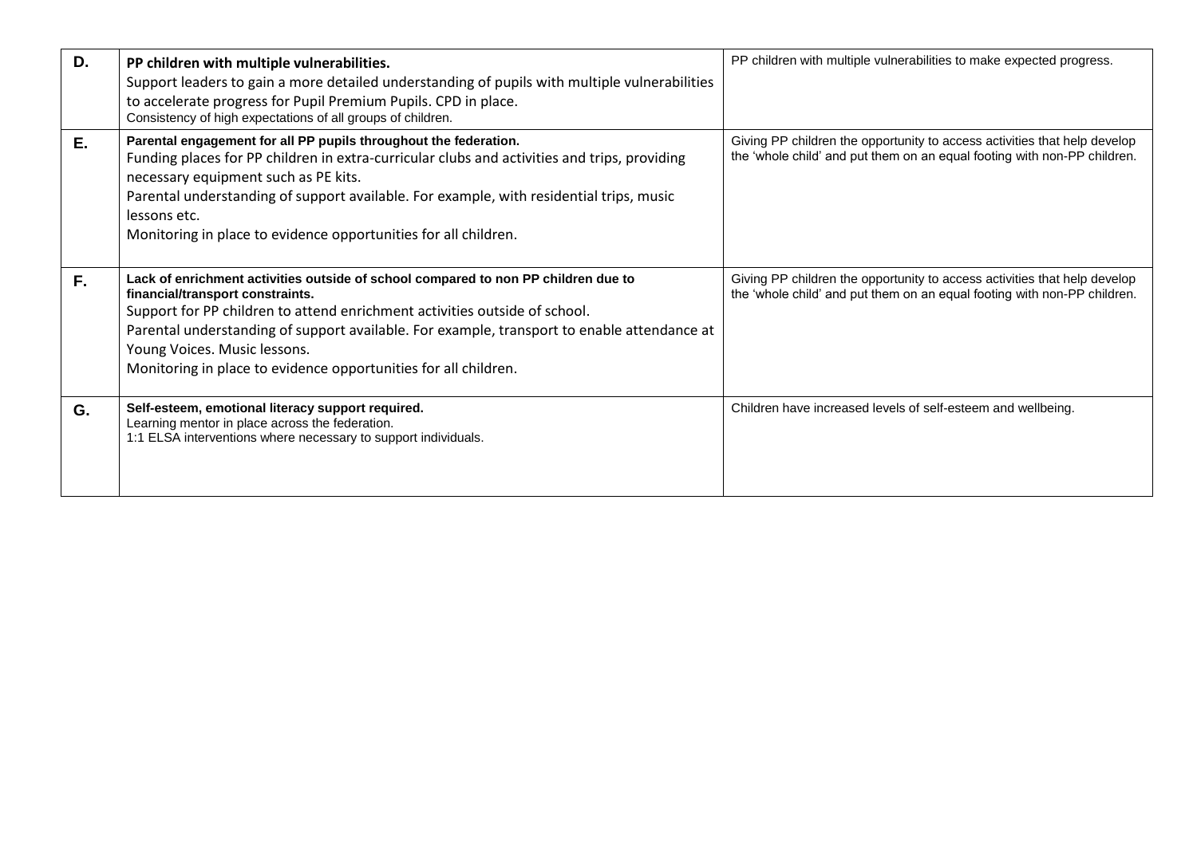| | | |
|---|---|---|
| **D.** | **PP children with multiple vulnerabilities.**<br>Support leaders to gain a more detailed understanding of pupils with multiple vulnerabilities to accelerate progress for Pupil Premium Pupils. CPD in place.<br>Consistency of high expectations of all groups of children. | PP children with multiple vulnerabilities to make expected progress. |
| **E.** | **Parental engagement for all PP pupils throughout the federation.**<br>Funding places for PP children in extra-curricular clubs and activities and trips, providing necessary equipment such as PE kits.<br>Parental understanding of support available. For example, with residential trips, music lessons etc.<br>Monitoring in place to evidence opportunities for all children. | Giving PP children the opportunity to access activities that help develop the 'whole child' and put them on an equal footing with non-PP children. |
| **F.** | **Lack of enrichment activities outside of school compared to non PP children due to financial/transport constraints.**<br>Support for PP children to attend enrichment activities outside of school.<br>Parental understanding of support available. For example, transport to enable attendance at Young Voices. Music lessons.<br>Monitoring in place to evidence opportunities for all children. | Giving PP children the opportunity to access activities that help develop the 'whole child' and put them on an equal footing with non-PP children. |
| **G.** | **Self-esteem, emotional literacy support required.**<br>Learning mentor in place across the federation.<br>1:1 ELSA interventions where necessary to support individuals. | Children have increased levels of self-esteem and wellbeing. |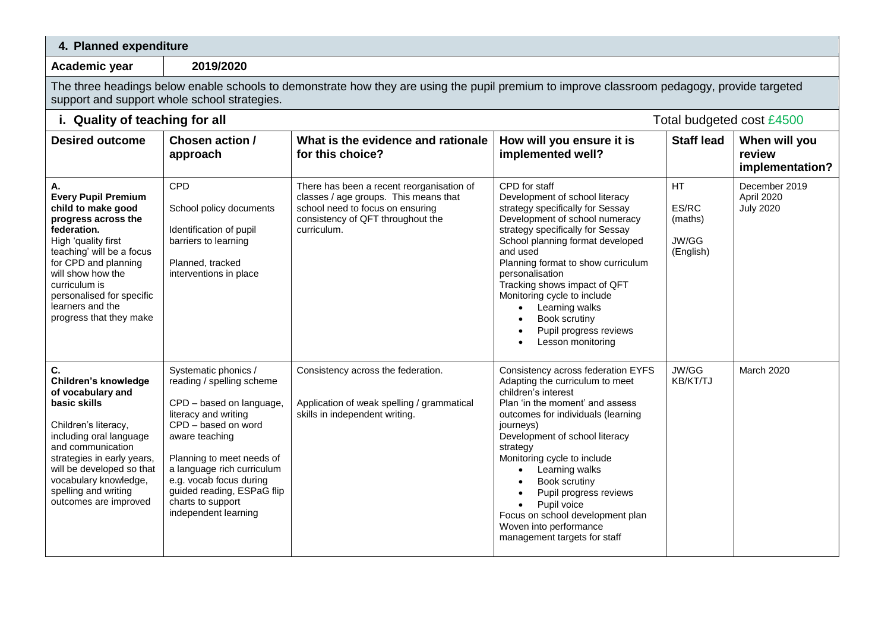## 4. Planned expenditure

**Academic year** | **2019/2020**

The three headings below enable schools to demonstrate how they are using the pupil premium to improve classroom pedagogy, provide targeted support and support whole school strategies.

### i. Quality of teaching for all

Total budgeted cost £4500

| Desired outcome | Chosen action / approach | What is the evidence and rationale for this choice? | How will you ensure it is implemented well? | Staff lead | When will you review implementation? |
|---|---|---|---|---|---|
| **A.**<br>**Every Pupil Premium child to make good progress across the federation.**<br>High 'quality first teaching' will be a focus for CPD and planning will show how the curriculum is personalised for specific learners and the progress that they make | CPD<br><br>School policy documents<br><br>Identification of pupil barriers to learning<br><br>Planned, tracked interventions in place | There has been a recent reorganisation of classes / age groups. This means that school need to focus on ensuring consistency of QFT throughout the curriculum. | CPD for staff<br>Development of school literacy strategy specifically for Sessay<br>Development of school numeracy strategy specifically for Sessay<br>School planning format developed and used<br>Planning format to show curriculum personalisation<br>Tracking shows impact of QFT<br>Monitoring cycle to include<br>• Learning walks<br>• Book scrutiny<br>• Pupil progress reviews<br>• Lesson monitoring | HT<br><br>ES/RC (maths)<br><br>JW/GG (English) | December 2019<br>April 2020<br>July 2020 |
| **C.**<br>**Children's knowledge of vocabulary and basic skills**<br><br>Children's literacy, including oral language and communication strategies in early years, will be developed so that vocabulary knowledge, spelling and writing outcomes are improved | Systematic phonics / reading / spelling scheme<br><br>CPD – based on language, literacy and writing<br>CPD – based on word aware teaching<br><br>Planning to meet needs of a language rich curriculum e.g. vocab focus during guided reading, ESPaG flip charts to support independent learning | Consistency across the federation.<br><br>Application of weak spelling / grammatical skills in independent writing. | Consistency across federation EYFS<br>Adapting the curriculum to meet children's interest<br>Plan 'in the moment' and assess outcomes for individuals (learning journeys)<br>Development of school literacy strategy<br>Monitoring cycle to include<br>• Learning walks<br>• Book scrutiny<br>• Pupil progress reviews<br>• Pupil voice<br>Focus on school development plan<br>Woven into performance management targets for staff | JW/GG<br>KB/KT/TJ | March 2020 |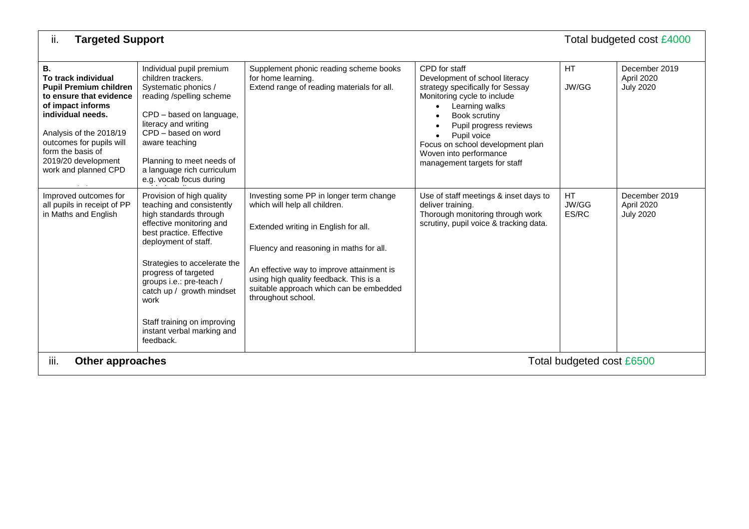## ii. Targeted Support

Total budgeted cost £4000

| | | | | | |
|---|---|---|---|---|---|
| **B.** **To track individual Pupil Premium children to ensure that evidence of impact informs individual needs.** Analysis of the 2018/19 outcomes for pupils will form the basis of 2019/20 development work and planned CPD | Individual pupil premium children trackers. Systematic phonics / reading /spelling scheme CPD – based on language, literacy and writing CPD – based on word aware teaching Planning to meet needs of a language rich curriculum e.g. vocab focus during | Supplement phonic reading scheme books for home learning. Extend range of reading materials for all. | CPD for staff Development of school literacy strategy specifically for Sessay Monitoring cycle to include • Learning walks • Book scrutiny • Pupil progress reviews • Pupil voice Focus on school development plan Woven into performance management targets for staff | HT JW/GG | December 2019 April 2020 July 2020 |
| Improved outcomes for all pupils in receipt of PP in Maths and English | Provision of high quality teaching and consistently high standards through effective monitoring and best practice. Effective deployment of staff. Strategies to accelerate the progress of targeted groups i.e.: pre-teach / catch up / growth mindset work Staff training on improving instant verbal marking and feedback. | Investing some PP in longer term change which will help all children. Extended writing in English for all. Fluency and reasoning in maths for all. An effective way to improve attainment is using high quality feedback. This is a suitable approach which can be embedded throughout school. | Use of staff meetings & inset days to deliver training. Thorough monitoring through work scrutiny, pupil voice & tracking data. | HT JW/GG ES/RC | December 2019 April 2020 July 2020 |

## iii. Other approaches

Total budgeted cost £6500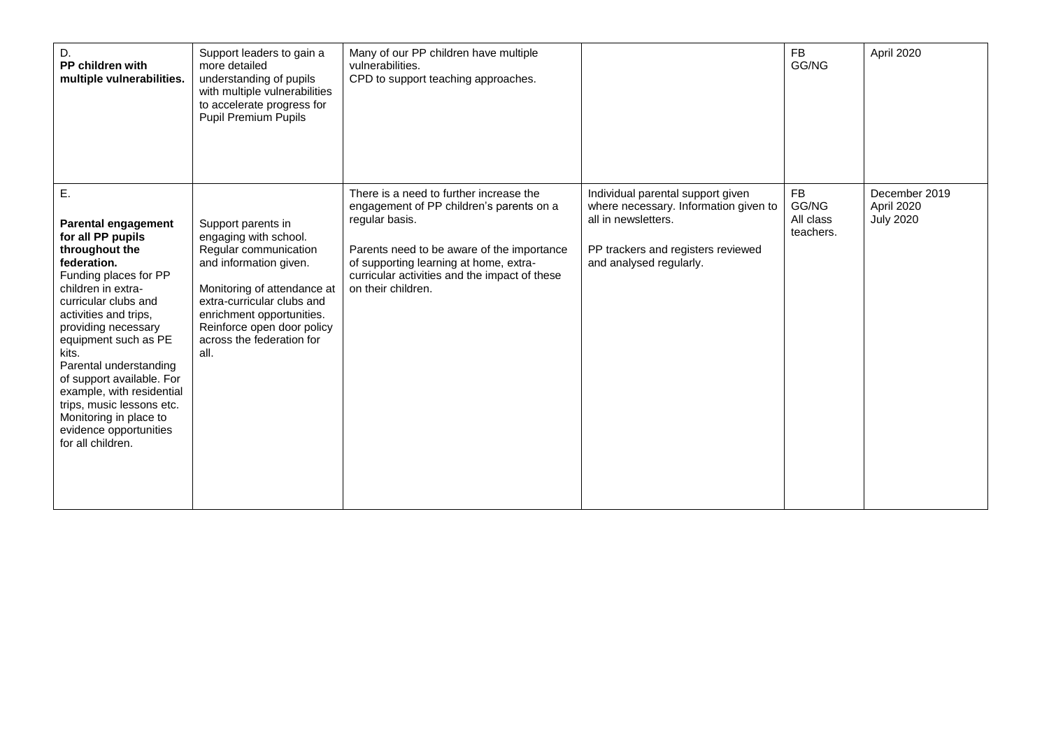| | | | | | |
|---|---|---|---|---|---|
| D.<br>**PP children with multiple vulnerabilities.** | Support leaders to gain a more detailed understanding of pupils with multiple vulnerabilities to accelerate progress for Pupil Premium Pupils | Many of our PP children have multiple vulnerabilities.<br>CPD to support teaching approaches. | | FB<br>GG/NG | April 2020 |
| E.<br><br>**Parental engagement for all PP pupils throughout the federation.**<br>Funding places for PP children in extra-curricular clubs and activities and trips, providing necessary equipment such as PE kits.<br>Parental understanding of support available. For example, with residential trips, music lessons etc.<br>Monitoring in place to evidence opportunities for all children. | Support parents in engaging with school.<br>Regular communication and information given.<br><br>Monitoring of attendance at extra-curricular clubs and enrichment opportunities.<br>Reinforce open door policy across the federation for all. | There is a need to further increase the engagement of PP children's parents on a regular basis.<br><br>Parents need to be aware of the importance of supporting learning at home, extra-curricular activities and the impact of these on their children. | Individual parental support given where necessary. Information given to all in newsletters.<br><br>PP trackers and registers reviewed and analysed regularly. | FB<br>GG/NG<br>All class teachers. | December 2019<br>April 2020<br>July 2020 |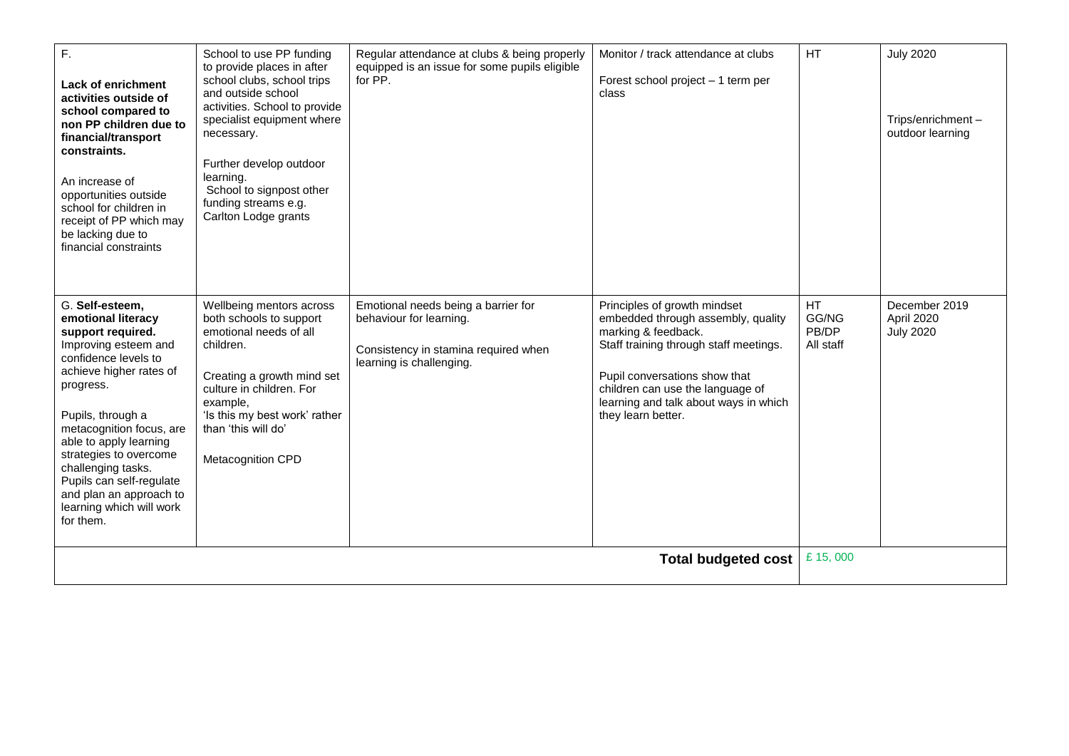| | | | | | |
|---|---|---|---|---|---|
| F.<br><br>**Lack of enrichment activities outside of school compared to non PP children due to financial/transport constraints.**<br><br>An increase of opportunities outside school for children in receipt of PP which may be lacking due to financial constraints | School to use PP funding to provide places in after school clubs, school trips and outside school activities. School to provide specialist equipment where necessary.<br><br>Further develop outdoor learning.<br>School to signpost other funding streams e.g. Carlton Lodge grants | Regular attendance at clubs & being properly equipped is an issue for some pupils eligible for PP. | Monitor / track attendance at clubs<br><br>Forest school project – 1 term per class | HT | July 2020<br><br>Trips/enrichment – outdoor learning |
| G. **Self-esteem, emotional literacy support required.**<br>Improving esteem and confidence levels to achieve higher rates of progress.<br><br>Pupils, through a metacognition focus, are able to apply learning strategies to overcome challenging tasks. Pupils can self-regulate and plan an approach to learning which will work for them. | Wellbeing mentors across both schools to support emotional needs of all children.<br><br>Creating a growth mind set culture in children. For example, 'Is this my best work' rather than 'this will do'<br><br>Metacognition CPD | Emotional needs being a barrier for behaviour for learning.<br><br>Consistency in stamina required when learning is challenging. | Principles of growth mindset embedded through assembly, quality marking & feedback.<br>Staff training through staff meetings.<br><br>Pupil conversations show that children can use the language of learning and talk about ways in which they learn better. | HT<br>GG/NG<br>PB/DP<br>All staff | December 2019<br>April 2020<br>July 2020 |
| | | | **Total budgeted cost** | £ 15, 000 | |